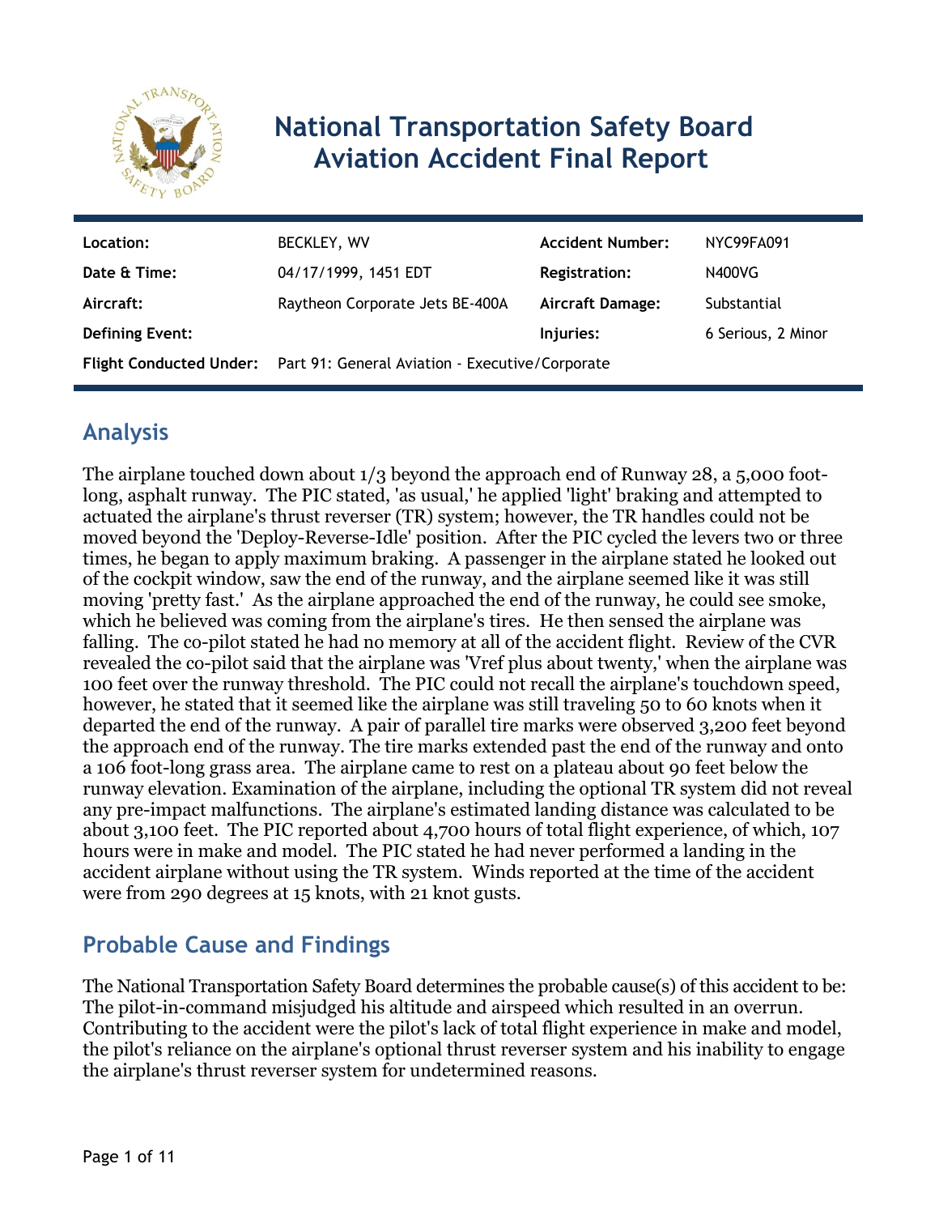# National Transportation Safety Board Aviation Accident Final Report

| | | | |
|---|---|---|---|
| **Location:** | BECKLEY, WV | **Accident Number:** | NYC99FA091 |
| **Date & Time:** | 04/17/1999, 1451 EDT | **Registration:** | N400VG |
| **Aircraft:** | Raytheon Corporate Jets BE-400A | **Aircraft Damage:** | Substantial |
| **Defining Event:** | | **Injuries:** | 6 Serious, 2 Minor |
| **Flight Conducted Under:** | Part 91: General Aviation - Executive/Corporate | | |

## Analysis

The airplane touched down about 1/3 beyond the approach end of Runway 28, a 5,000 foot-long, asphalt runway. The PIC stated, 'as usual,' he applied 'light' braking and attempted to actuated the airplane's thrust reverser (TR) system; however, the TR handles could not be moved beyond the 'Deploy-Reverse-Idle' position. After the PIC cycled the levers two or three times, he began to apply maximum braking. A passenger in the airplane stated he looked out of the cockpit window, saw the end of the runway, and the airplane seemed like it was still moving 'pretty fast.' As the airplane approached the end of the runway, he could see smoke, which he believed was coming from the airplane's tires. He then sensed the airplane was falling. The co-pilot stated he had no memory at all of the accident flight. Review of the CVR revealed the co-pilot said that the airplane was 'Vref plus about twenty,' when the airplane was 100 feet over the runway threshold. The PIC could not recall the airplane's touchdown speed, however, he stated that it seemed like the airplane was still traveling 50 to 60 knots when it departed the end of the runway. A pair of parallel tire marks were observed 3,200 feet beyond the approach end of the runway. The tire marks extended past the end of the runway and onto a 106 foot-long grass area. The airplane came to rest on a plateau about 90 feet below the runway elevation. Examination of the airplane, including the optional TR system did not reveal any pre-impact malfunctions. The airplane's estimated landing distance was calculated to be about 3,100 feet. The PIC reported about 4,700 hours of total flight experience, of which, 107 hours were in make and model. The PIC stated he had never performed a landing in the accident airplane without using the TR system. Winds reported at the time of the accident were from 290 degrees at 15 knots, with 21 knot gusts.

## Probable Cause and Findings

The National Transportation Safety Board determines the probable cause(s) of this accident to be:
The pilot-in-command misjudged his altitude and airspeed which resulted in an overrun. Contributing to the accident were the pilot's lack of total flight experience in make and model, the pilot's reliance on the airplane's optional thrust reverser system and his inability to engage the airplane's thrust reverser system for undetermined reasons.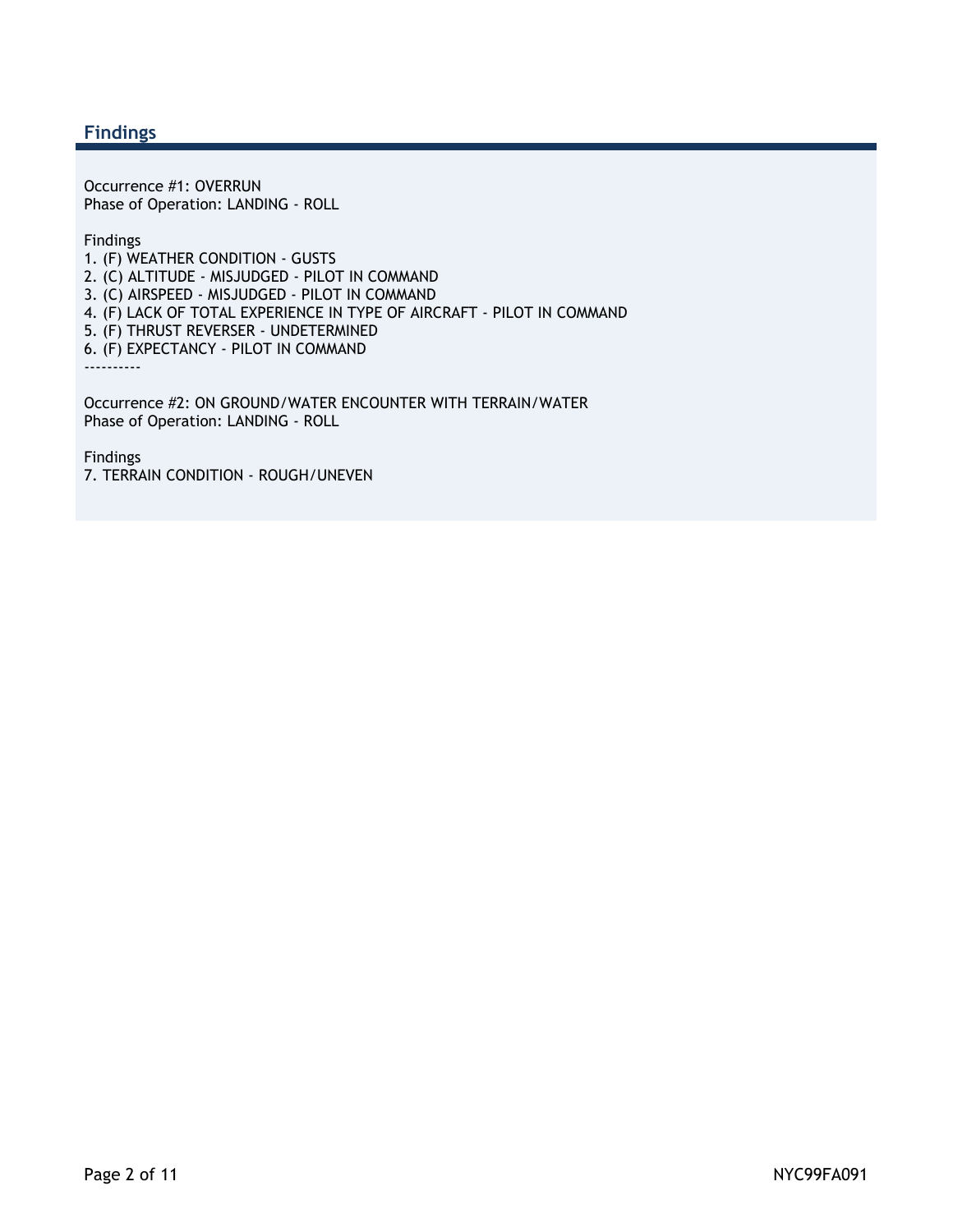## Findings

Occurrence #1: OVERRUN
Phase of Operation: LANDING - ROLL

Findings
1. (F) WEATHER CONDITION - GUSTS
2. (C) ALTITUDE - MISJUDGED - PILOT IN COMMAND
3. (C) AIRSPEED - MISJUDGED - PILOT IN COMMAND
4. (F) LACK OF TOTAL EXPERIENCE IN TYPE OF AIRCRAFT - PILOT IN COMMAND
5. (F) THRUST REVERSER - UNDETERMINED
6. (F) EXPECTANCY - PILOT IN COMMAND

----------

Occurrence #2: ON GROUND/WATER ENCOUNTER WITH TERRAIN/WATER
Phase of Operation: LANDING - ROLL

Findings
7. TERRAIN CONDITION - ROUGH/UNEVEN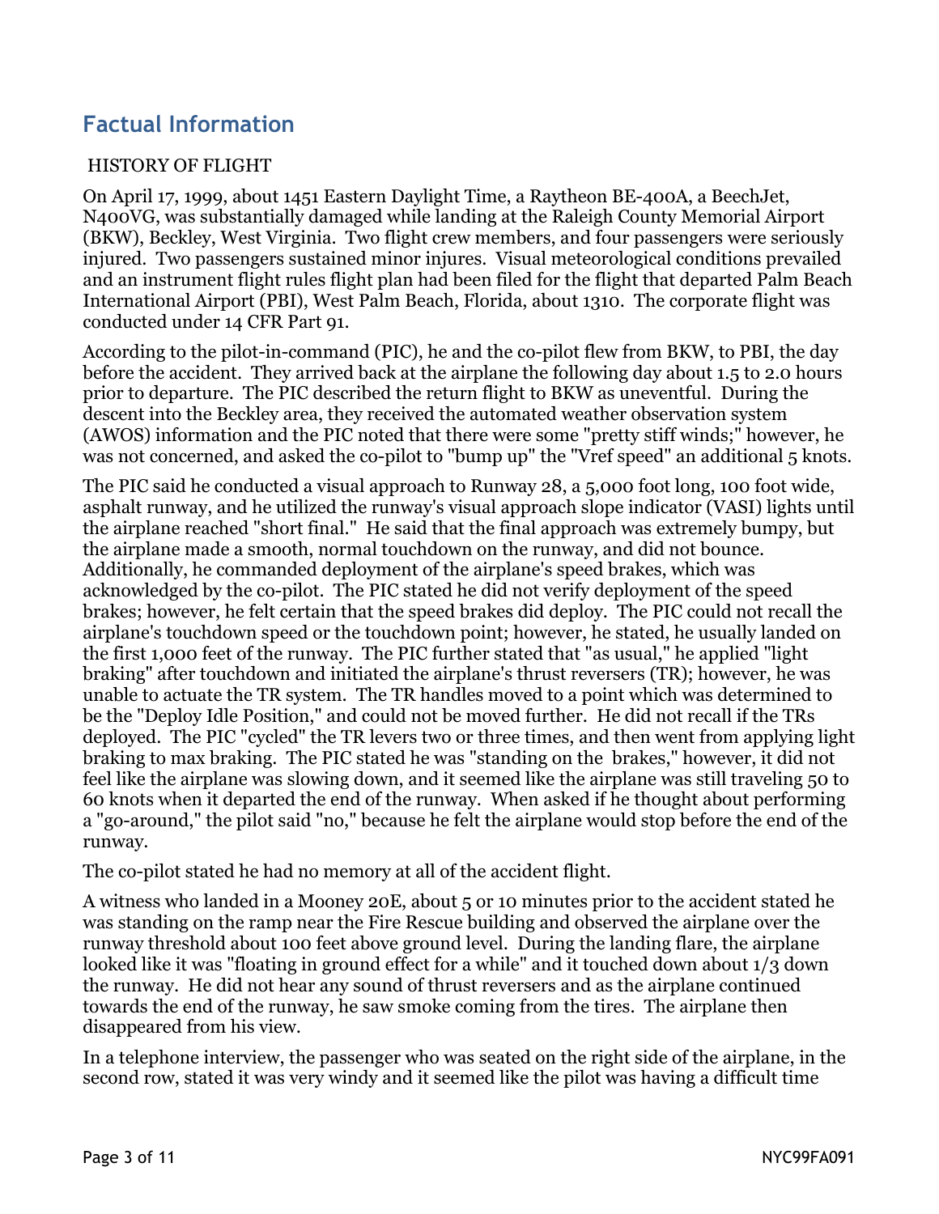## Factual Information

HISTORY OF FLIGHT

On April 17, 1999, about 1451 Eastern Daylight Time, a Raytheon BE-400A, a BeechJet, N400VG, was substantially damaged while landing at the Raleigh County Memorial Airport (BKW), Beckley, West Virginia. Two flight crew members, and four passengers were seriously injured. Two passengers sustained minor injures. Visual meteorological conditions prevailed and an instrument flight rules flight plan had been filed for the flight that departed Palm Beach International Airport (PBI), West Palm Beach, Florida, about 1310. The corporate flight was conducted under 14 CFR Part 91.

According to the pilot-in-command (PIC), he and the co-pilot flew from BKW, to PBI, the day before the accident. They arrived back at the airplane the following day about 1.5 to 2.0 hours prior to departure. The PIC described the return flight to BKW as uneventful. During the descent into the Beckley area, they received the automated weather observation system (AWOS) information and the PIC noted that there were some "pretty stiff winds;" however, he was not concerned, and asked the co-pilot to "bump up" the "Vref speed" an additional 5 knots.

The PIC said he conducted a visual approach to Runway 28, a 5,000 foot long, 100 foot wide, asphalt runway, and he utilized the runway's visual approach slope indicator (VASI) lights until the airplane reached "short final." He said that the final approach was extremely bumpy, but the airplane made a smooth, normal touchdown on the runway, and did not bounce. Additionally, he commanded deployment of the airplane's speed brakes, which was acknowledged by the co-pilot. The PIC stated he did not verify deployment of the speed brakes; however, he felt certain that the speed brakes did deploy. The PIC could not recall the airplane's touchdown speed or the touchdown point; however, he stated, he usually landed on the first 1,000 feet of the runway. The PIC further stated that "as usual," he applied "light braking" after touchdown and initiated the airplane's thrust reversers (TR); however, he was unable to actuate the TR system. The TR handles moved to a point which was determined to be the "Deploy Idle Position," and could not be moved further. He did not recall if the TRs deployed. The PIC "cycled" the TR levers two or three times, and then went from applying light braking to max braking. The PIC stated he was "standing on the brakes," however, it did not feel like the airplane was slowing down, and it seemed like the airplane was still traveling 50 to 60 knots when it departed the end of the runway. When asked if he thought about performing a "go-around," the pilot said "no," because he felt the airplane would stop before the end of the runway.

The co-pilot stated he had no memory at all of the accident flight.

A witness who landed in a Mooney 20E, about 5 or 10 minutes prior to the accident stated he was standing on the ramp near the Fire Rescue building and observed the airplane over the runway threshold about 100 feet above ground level. During the landing flare, the airplane looked like it was "floating in ground effect for a while" and it touched down about 1/3 down the runway. He did not hear any sound of thrust reversers and as the airplane continued towards the end of the runway, he saw smoke coming from the tires. The airplane then disappeared from his view.

In a telephone interview, the passenger who was seated on the right side of the airplane, in the second row, stated it was very windy and it seemed like the pilot was having a difficult time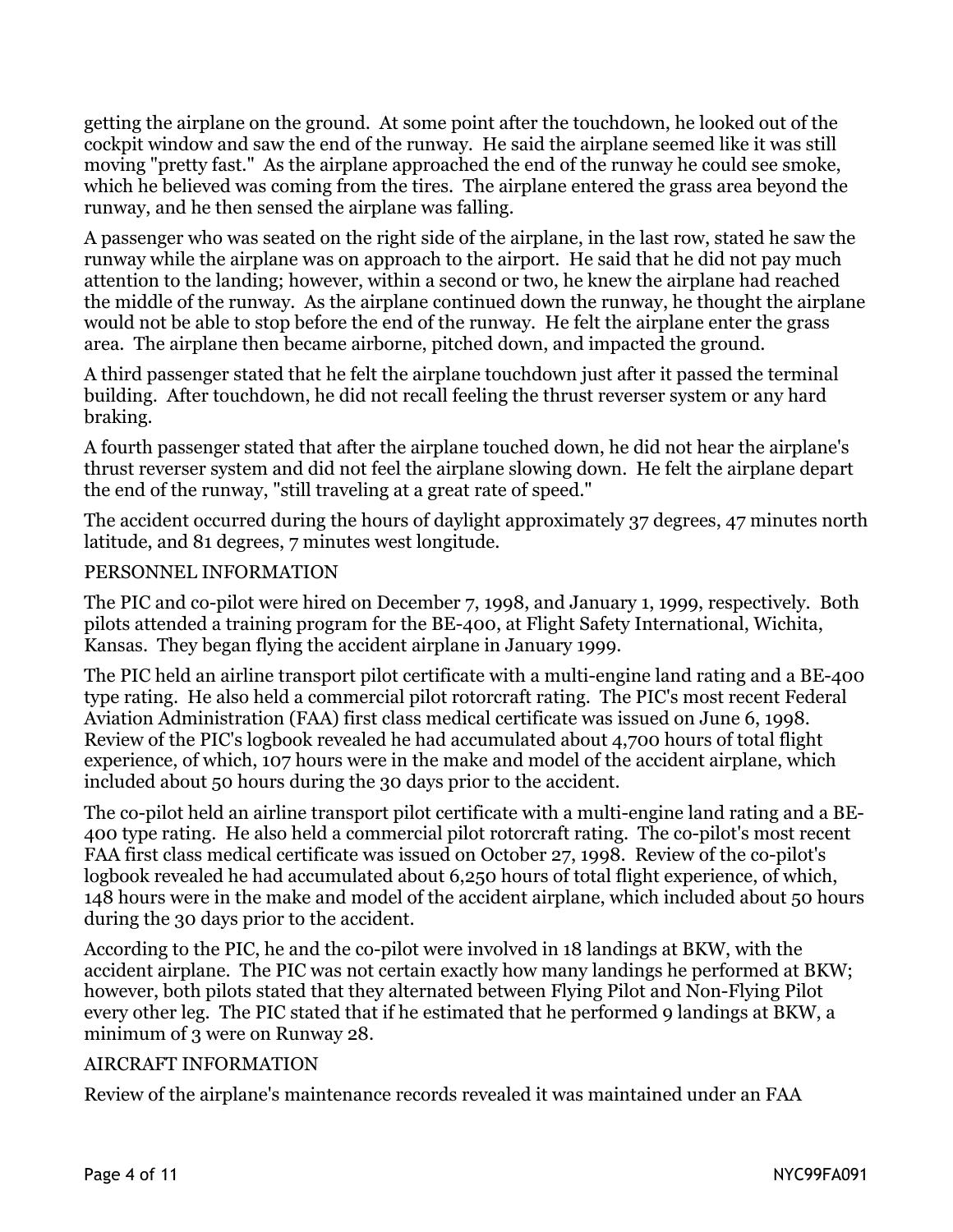getting the airplane on the ground. At some point after the touchdown, he looked out of the cockpit window and saw the end of the runway. He said the airplane seemed like it was still moving "pretty fast." As the airplane approached the end of the runway he could see smoke, which he believed was coming from the tires. The airplane entered the grass area beyond the runway, and he then sensed the airplane was falling.

A passenger who was seated on the right side of the airplane, in the last row, stated he saw the runway while the airplane was on approach to the airport. He said that he did not pay much attention to the landing; however, within a second or two, he knew the airplane had reached the middle of the runway. As the airplane continued down the runway, he thought the airplane would not be able to stop before the end of the runway. He felt the airplane enter the grass area. The airplane then became airborne, pitched down, and impacted the ground.

A third passenger stated that he felt the airplane touchdown just after it passed the terminal building. After touchdown, he did not recall feeling the thrust reverser system or any hard braking.

A fourth passenger stated that after the airplane touched down, he did not hear the airplane's thrust reverser system and did not feel the airplane slowing down. He felt the airplane depart the end of the runway, "still traveling at a great rate of speed."

The accident occurred during the hours of daylight approximately 37 degrees, 47 minutes north latitude, and 81 degrees, 7 minutes west longitude.

## PERSONNEL INFORMATION

The PIC and co-pilot were hired on December 7, 1998, and January 1, 1999, respectively. Both pilots attended a training program for the BE-400, at Flight Safety International, Wichita, Kansas. They began flying the accident airplane in January 1999.

The PIC held an airline transport pilot certificate with a multi-engine land rating and a BE-400 type rating. He also held a commercial pilot rotorcraft rating. The PIC's most recent Federal Aviation Administration (FAA) first class medical certificate was issued on June 6, 1998. Review of the PIC's logbook revealed he had accumulated about 4,700 hours of total flight experience, of which, 107 hours were in the make and model of the accident airplane, which included about 50 hours during the 30 days prior to the accident.

The co-pilot held an airline transport pilot certificate with a multi-engine land rating and a BE-400 type rating. He also held a commercial pilot rotorcraft rating. The co-pilot's most recent FAA first class medical certificate was issued on October 27, 1998. Review of the co-pilot's logbook revealed he had accumulated about 6,250 hours of total flight experience, of which, 148 hours were in the make and model of the accident airplane, which included about 50 hours during the 30 days prior to the accident.

According to the PIC, he and the co-pilot were involved in 18 landings at BKW, with the accident airplane. The PIC was not certain exactly how many landings he performed at BKW; however, both pilots stated that they alternated between Flying Pilot and Non-Flying Pilot every other leg. The PIC stated that if he estimated that he performed 9 landings at BKW, a minimum of 3 were on Runway 28.

## AIRCRAFT INFORMATION

Review of the airplane's maintenance records revealed it was maintained under an FAA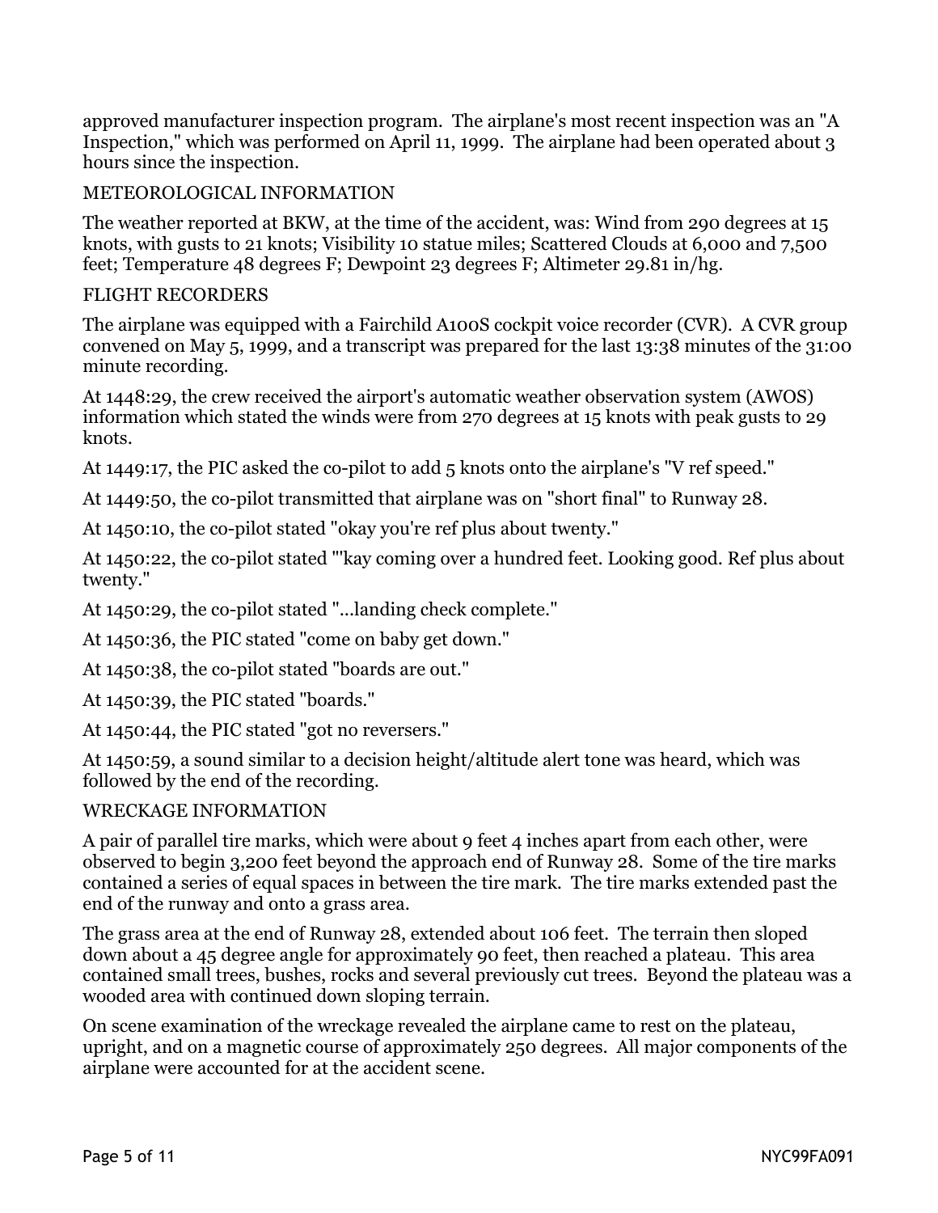approved manufacturer inspection program. The airplane's most recent inspection was an "A Inspection," which was performed on April 11, 1999. The airplane had been operated about 3 hours since the inspection.

## METEOROLOGICAL INFORMATION

The weather reported at BKW, at the time of the accident, was: Wind from 290 degrees at 15 knots, with gusts to 21 knots; Visibility 10 statue miles; Scattered Clouds at 6,000 and 7,500 feet; Temperature 48 degrees F; Dewpoint 23 degrees F; Altimeter 29.81 in/hg.

## FLIGHT RECORDERS

The airplane was equipped with a Fairchild A100S cockpit voice recorder (CVR). A CVR group convened on May 5, 1999, and a transcript was prepared for the last 13:38 minutes of the 31:00 minute recording.

At 1448:29, the crew received the airport's automatic weather observation system (AWOS) information which stated the winds were from 270 degrees at 15 knots with peak gusts to 29 knots.

At 1449:17, the PIC asked the co-pilot to add 5 knots onto the airplane's "V ref speed."

At 1449:50, the co-pilot transmitted that airplane was on "short final" to Runway 28.

At 1450:10, the co-pilot stated "okay you're ref plus about twenty."

At 1450:22, the co-pilot stated "'kay coming over a hundred feet. Looking good. Ref plus about twenty."

At 1450:29, the co-pilot stated "...landing check complete."

At 1450:36, the PIC stated "come on baby get down."

At 1450:38, the co-pilot stated "boards are out."

At 1450:39, the PIC stated "boards."

At 1450:44, the PIC stated "got no reversers."

At 1450:59, a sound similar to a decision height/altitude alert tone was heard, which was followed by the end of the recording.

## WRECKAGE INFORMATION

A pair of parallel tire marks, which were about 9 feet 4 inches apart from each other, were observed to begin 3,200 feet beyond the approach end of Runway 28. Some of the tire marks contained a series of equal spaces in between the tire mark. The tire marks extended past the end of the runway and onto a grass area.

The grass area at the end of Runway 28, extended about 106 feet. The terrain then sloped down about a 45 degree angle for approximately 90 feet, then reached a plateau. This area contained small trees, bushes, rocks and several previously cut trees. Beyond the plateau was a wooded area with continued down sloping terrain.

On scene examination of the wreckage revealed the airplane came to rest on the plateau, upright, and on a magnetic course of approximately 250 degrees. All major components of the airplane were accounted for at the accident scene.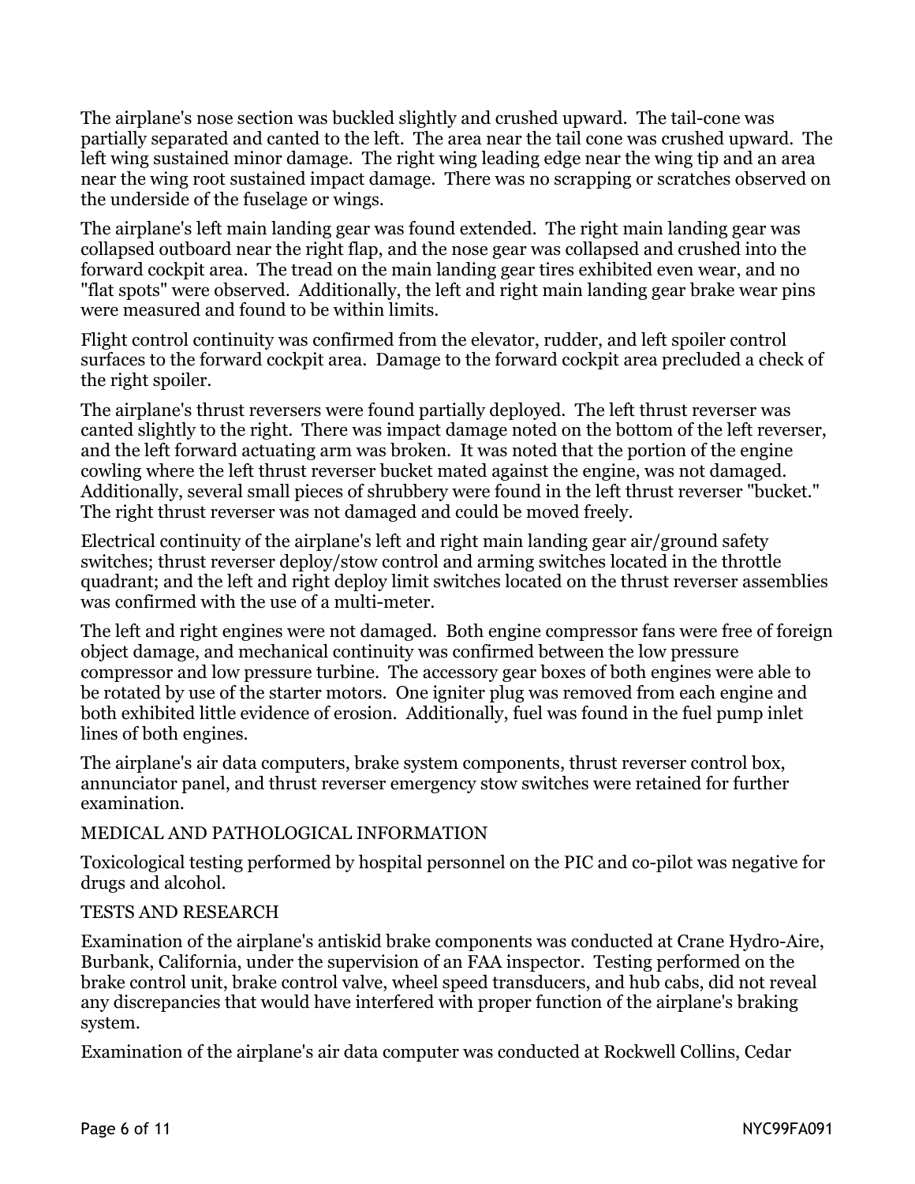The airplane's nose section was buckled slightly and crushed upward. The tail-cone was partially separated and canted to the left. The area near the tail cone was crushed upward. The left wing sustained minor damage. The right wing leading edge near the wing tip and an area near the wing root sustained impact damage. There was no scrapping or scratches observed on the underside of the fuselage or wings.

The airplane's left main landing gear was found extended. The right main landing gear was collapsed outboard near the right flap, and the nose gear was collapsed and crushed into the forward cockpit area. The tread on the main landing gear tires exhibited even wear, and no "flat spots" were observed. Additionally, the left and right main landing gear brake wear pins were measured and found to be within limits.

Flight control continuity was confirmed from the elevator, rudder, and left spoiler control surfaces to the forward cockpit area. Damage to the forward cockpit area precluded a check of the right spoiler.

The airplane's thrust reversers were found partially deployed. The left thrust reverser was canted slightly to the right. There was impact damage noted on the bottom of the left reverser, and the left forward actuating arm was broken. It was noted that the portion of the engine cowling where the left thrust reverser bucket mated against the engine, was not damaged. Additionally, several small pieces of shrubbery were found in the left thrust reverser "bucket." The right thrust reverser was not damaged and could be moved freely.

Electrical continuity of the airplane's left and right main landing gear air/ground safety switches; thrust reverser deploy/stow control and arming switches located in the throttle quadrant; and the left and right deploy limit switches located on the thrust reverser assemblies was confirmed with the use of a multi-meter.

The left and right engines were not damaged. Both engine compressor fans were free of foreign object damage, and mechanical continuity was confirmed between the low pressure compressor and low pressure turbine. The accessory gear boxes of both engines were able to be rotated by use of the starter motors. One igniter plug was removed from each engine and both exhibited little evidence of erosion. Additionally, fuel was found in the fuel pump inlet lines of both engines.

The airplane's air data computers, brake system components, thrust reverser control box, annunciator panel, and thrust reverser emergency stow switches were retained for further examination.

## MEDICAL AND PATHOLOGICAL INFORMATION

Toxicological testing performed by hospital personnel on the PIC and co-pilot was negative for drugs and alcohol.

## TESTS AND RESEARCH

Examination of the airplane's antiskid brake components was conducted at Crane Hydro-Aire, Burbank, California, under the supervision of an FAA inspector. Testing performed on the brake control unit, brake control valve, wheel speed transducers, and hub cabs, did not reveal any discrepancies that would have interfered with proper function of the airplane's braking system.

Examination of the airplane's air data computer was conducted at Rockwell Collins, Cedar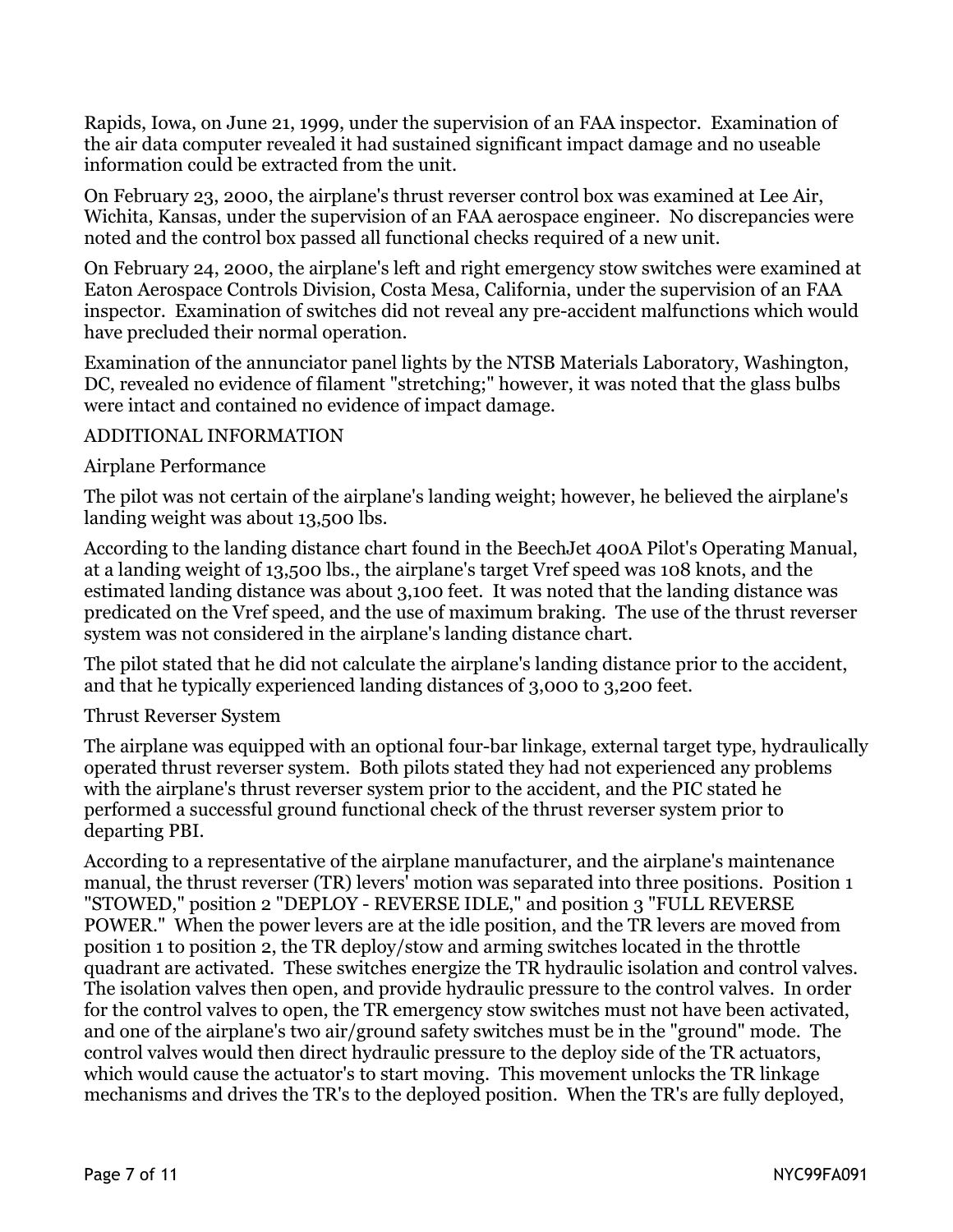Rapids, Iowa, on June 21, 1999, under the supervision of an FAA inspector. Examination of the air data computer revealed it had sustained significant impact damage and no useable information could be extracted from the unit.

On February 23, 2000, the airplane's thrust reverser control box was examined at Lee Air, Wichita, Kansas, under the supervision of an FAA aerospace engineer. No discrepancies were noted and the control box passed all functional checks required of a new unit.

On February 24, 2000, the airplane's left and right emergency stow switches were examined at Eaton Aerospace Controls Division, Costa Mesa, California, under the supervision of an FAA inspector. Examination of switches did not reveal any pre-accident malfunctions which would have precluded their normal operation.

Examination of the annunciator panel lights by the NTSB Materials Laboratory, Washington, DC, revealed no evidence of filament "stretching;" however, it was noted that the glass bulbs were intact and contained no evidence of impact damage.

## ADDITIONAL INFORMATION

### Airplane Performance

The pilot was not certain of the airplane's landing weight; however, he believed the airplane's landing weight was about 13,500 lbs.

According to the landing distance chart found in the BeechJet 400A Pilot's Operating Manual, at a landing weight of 13,500 lbs., the airplane's target Vref speed was 108 knots, and the estimated landing distance was about 3,100 feet. It was noted that the landing distance was predicated on the Vref speed, and the use of maximum braking. The use of the thrust reverser system was not considered in the airplane's landing distance chart.

The pilot stated that he did not calculate the airplane's landing distance prior to the accident, and that he typically experienced landing distances of 3,000 to 3,200 feet.

### Thrust Reverser System

The airplane was equipped with an optional four-bar linkage, external target type, hydraulically operated thrust reverser system. Both pilots stated they had not experienced any problems with the airplane's thrust reverser system prior to the accident, and the PIC stated he performed a successful ground functional check of the thrust reverser system prior to departing PBI.

According to a representative of the airplane manufacturer, and the airplane's maintenance manual, the thrust reverser (TR) levers' motion was separated into three positions. Position 1 "STOWED," position 2 "DEPLOY - REVERSE IDLE," and position 3 "FULL REVERSE POWER." When the power levers are at the idle position, and the TR levers are moved from position 1 to position 2, the TR deploy/stow and arming switches located in the throttle quadrant are activated. These switches energize the TR hydraulic isolation and control valves. The isolation valves then open, and provide hydraulic pressure to the control valves. In order for the control valves to open, the TR emergency stow switches must not have been activated, and one of the airplane's two air/ground safety switches must be in the "ground" mode. The control valves would then direct hydraulic pressure to the deploy side of the TR actuators, which would cause the actuator's to start moving. This movement unlocks the TR linkage mechanisms and drives the TR's to the deployed position. When the TR's are fully deployed,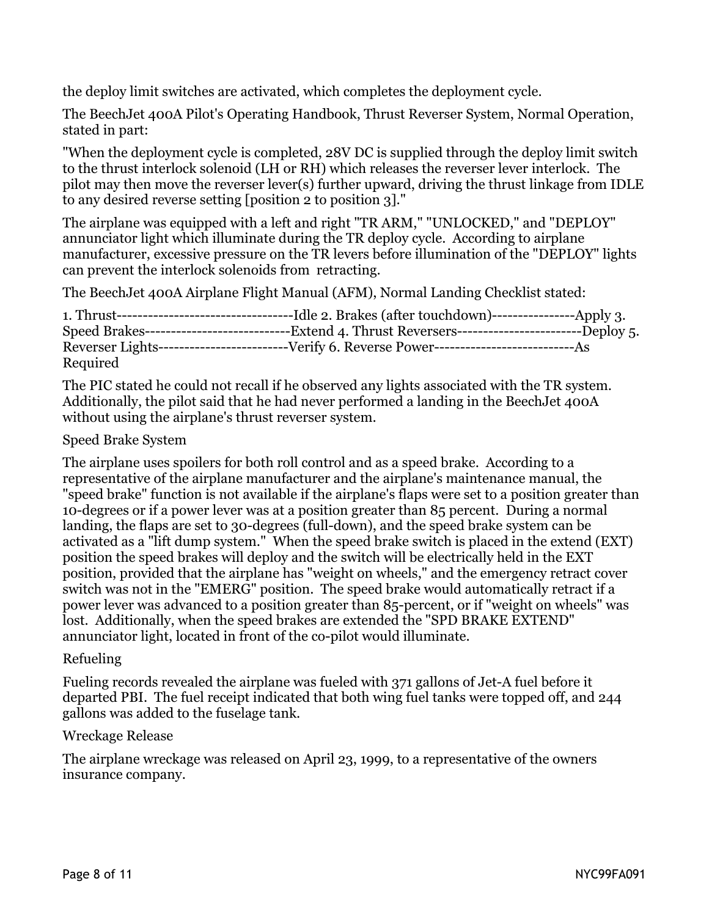the deploy limit switches are activated, which completes the deployment cycle.

The BeechJet 400A Pilot's Operating Handbook, Thrust Reverser System, Normal Operation, stated in part:

"When the deployment cycle is completed, 28V DC is supplied through the deploy limit switch to the thrust interlock solenoid (LH or RH) which releases the reverser lever interlock. The pilot may then move the reverser lever(s) further upward, driving the thrust linkage from IDLE to any desired reverse setting [position 2 to position 3]."

The airplane was equipped with a left and right "TR ARM," "UNLOCKED," and "DEPLOY" annunciator light which illuminate during the TR deploy cycle. According to airplane manufacturer, excessive pressure on the TR levers before illumination of the "DEPLOY" lights can prevent the interlock solenoids from retracting.

The BeechJet 400A Airplane Flight Manual (AFM), Normal Landing Checklist stated:

1. Thrust----------------------------------Idle 2. Brakes (after touchdown)----------------Apply 3. Speed Brakes----------------------------Extend 4. Thrust Reversers------------------------Deploy 5. Reverser Lights-------------------------Verify 6. Reverse Power---------------------------As Required

The PIC stated he could not recall if he observed any lights associated with the TR system. Additionally, the pilot said that he had never performed a landing in the BeechJet 400A without using the airplane's thrust reverser system.

Speed Brake System

The airplane uses spoilers for both roll control and as a speed brake. According to a representative of the airplane manufacturer and the airplane's maintenance manual, the "speed brake" function is not available if the airplane's flaps were set to a position greater than 10-degrees or if a power lever was at a position greater than 85 percent. During a normal landing, the flaps are set to 30-degrees (full-down), and the speed brake system can be activated as a "lift dump system." When the speed brake switch is placed in the extend (EXT) position the speed brakes will deploy and the switch will be electrically held in the EXT position, provided that the airplane has "weight on wheels," and the emergency retract cover switch was not in the "EMERG" position. The speed brake would automatically retract if a power lever was advanced to a position greater than 85-percent, or if "weight on wheels" was lost. Additionally, when the speed brakes are extended the "SPD BRAKE EXTEND" annunciator light, located in front of the co-pilot would illuminate.

Refueling

Fueling records revealed the airplane was fueled with 371 gallons of Jet-A fuel before it departed PBI. The fuel receipt indicated that both wing fuel tanks were topped off, and 244 gallons was added to the fuselage tank.

Wreckage Release

The airplane wreckage was released on April 23, 1999, to a representative of the owners insurance company.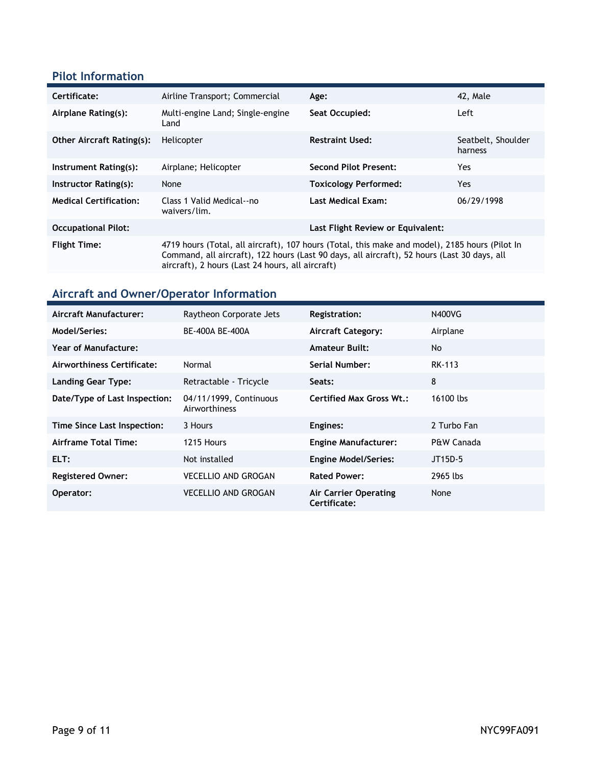## Pilot Information

| | | | |
|---|---|---|---|
| **Certificate:** | Airline Transport; Commercial | **Age:** | 42, Male |
| **Airplane Rating(s):** | Multi-engine Land; Single-engine Land | **Seat Occupied:** | Left |
| **Other Aircraft Rating(s):** | Helicopter | **Restraint Used:** | Seatbelt, Shoulder harness |
| **Instrument Rating(s):** | Airplane; Helicopter | **Second Pilot Present:** | Yes |
| **Instructor Rating(s):** | None | **Toxicology Performed:** | Yes |
| **Medical Certification:** | Class 1 Valid Medical--no waivers/lim. | **Last Medical Exam:** | 06/29/1998 |
| **Occupational Pilot:** | | **Last Flight Review or Equivalent:** | |
| **Flight Time:** | 4719 hours (Total, all aircraft), 107 hours (Total, this make and model), 2185 hours (Pilot In Command, all aircraft), 122 hours (Last 90 days, all aircraft), 52 hours (Last 30 days, all aircraft), 2 hours (Last 24 hours, all aircraft) | | |

## Aircraft and Owner/Operator Information

| | | | |
|---|---|---|---|
| **Aircraft Manufacturer:** | Raytheon Corporate Jets | **Registration:** | N400VG |
| **Model/Series:** | BE-400A BE-400A | **Aircraft Category:** | Airplane |
| **Year of Manufacture:** | | **Amateur Built:** | No |
| **Airworthiness Certificate:** | Normal | **Serial Number:** | RK-113 |
| **Landing Gear Type:** | Retractable - Tricycle | **Seats:** | 8 |
| **Date/Type of Last Inspection:** | 04/11/1999, Continuous Airworthiness | **Certified Max Gross Wt.:** | 16100 lbs |
| **Time Since Last Inspection:** | 3 Hours | **Engines:** | 2 Turbo Fan |
| **Airframe Total Time:** | 1215 Hours | **Engine Manufacturer:** | P&W Canada |
| **ELT:** | Not installed | **Engine Model/Series:** | JT15D-5 |
| **Registered Owner:** | VECELLIO AND GROGAN | **Rated Power:** | 2965 lbs |
| **Operator:** | VECELLIO AND GROGAN | **Air Carrier Operating Certificate:** | None |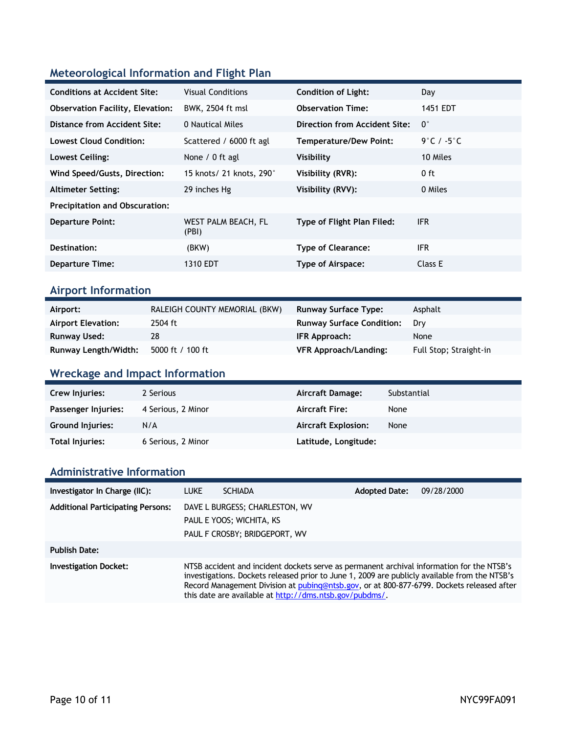## Meteorological Information and Flight Plan

| | | | |
|---|---|---|---|
| **Conditions at Accident Site:** | Visual Conditions | **Condition of Light:** | Day |
| **Observation Facility, Elevation:** | BWK, 2504 ft msl | **Observation Time:** | 1451 EDT |
| **Distance from Accident Site:** | 0 Nautical Miles | **Direction from Accident Site:** | 0° |
| **Lowest Cloud Condition:** | Scattered / 6000 ft agl | **Temperature/Dew Point:** | 9°C / -5°C |
| **Lowest Ceiling:** | None / 0 ft agl | **Visibility** | 10 Miles |
| **Wind Speed/Gusts, Direction:** | 15 knots/ 21 knots, 290° | **Visibility (RVR):** | 0 ft |
| **Altimeter Setting:** | 29 inches Hg | **Visibility (RVV):** | 0 Miles |
| **Precipitation and Obscuration:** | | | |
| **Departure Point:** | WEST PALM BEACH, FL (PBI) | **Type of Flight Plan Filed:** | IFR |
| **Destination:** | (BKW) | **Type of Clearance:** | IFR |
| **Departure Time:** | 1310 EDT | **Type of Airspace:** | Class E |

## Airport Information

| | | | |
|---|---|---|---|
| **Airport:** | RALEIGH COUNTY MEMORIAL (BKW) | **Runway Surface Type:** | Asphalt |
| **Airport Elevation:** | 2504 ft | **Runway Surface Condition:** | Dry |
| **Runway Used:** | 28 | **IFR Approach:** | None |
| **Runway Length/Width:** | 5000 ft / 100 ft | **VFR Approach/Landing:** | Full Stop; Straight-in |

## Wreckage and Impact Information

| | | | |
|---|---|---|---|
| **Crew Injuries:** | 2 Serious | **Aircraft Damage:** | Substantial |
| **Passenger Injuries:** | 4 Serious, 2 Minor | **Aircraft Fire:** | None |
| **Ground Injuries:** | N/A | **Aircraft Explosion:** | None |
| **Total Injuries:** | 6 Serious, 2 Minor | **Latitude, Longitude:** | |

## Administrative Information

| | | | |
|---|---|---|---|
| **Investigator In Charge (IIC):** | LUKE SCHIADA | **Adopted Date:** | 09/28/2000 |
| **Additional Participating Persons:** | DAVE L BURGESS; CHARLESTON, WV<br>PAUL E YOOS; WICHITA, KS<br>PAUL F CROSBY; BRIDGEPORT, WV | | |
| **Publish Date:** | | | |
| **Investigation Docket:** | NTSB accident and incident dockets serve as permanent archival information for the NTSB's investigations. Dockets released prior to June 1, 2009 are publicly available from the NTSB's Record Management Division at pubinq@ntsb.gov, or at 800-877-6799. Dockets released after this date are available at http://dms.ntsb.gov/pubdms/. | | |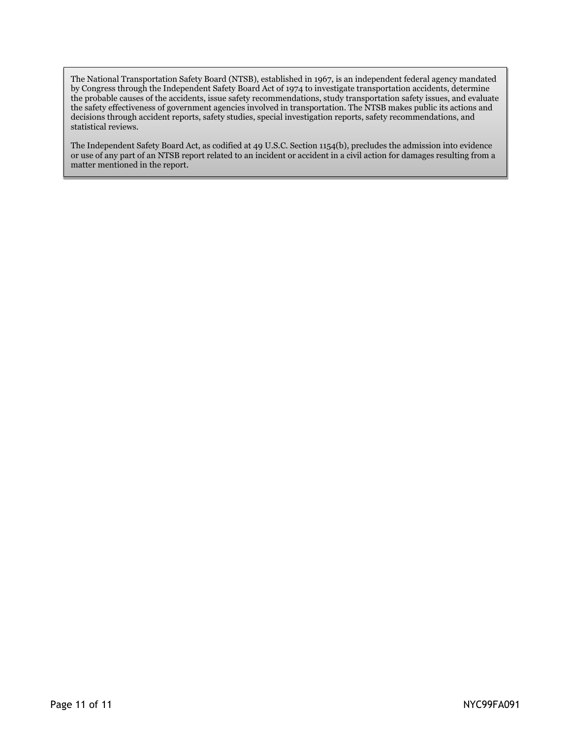The National Transportation Safety Board (NTSB), established in 1967, is an independent federal agency mandated by Congress through the Independent Safety Board Act of 1974 to investigate transportation accidents, determine the probable causes of the accidents, issue safety recommendations, study transportation safety issues, and evaluate the safety effectiveness of government agencies involved in transportation. The NTSB makes public its actions and decisions through accident reports, safety studies, special investigation reports, safety recommendations, and statistical reviews.

The Independent Safety Board Act, as codified at 49 U.S.C. Section 1154(b), precludes the admission into evidence or use of any part of an NTSB report related to an incident or accident in a civil action for damages resulting from a matter mentioned in the report.